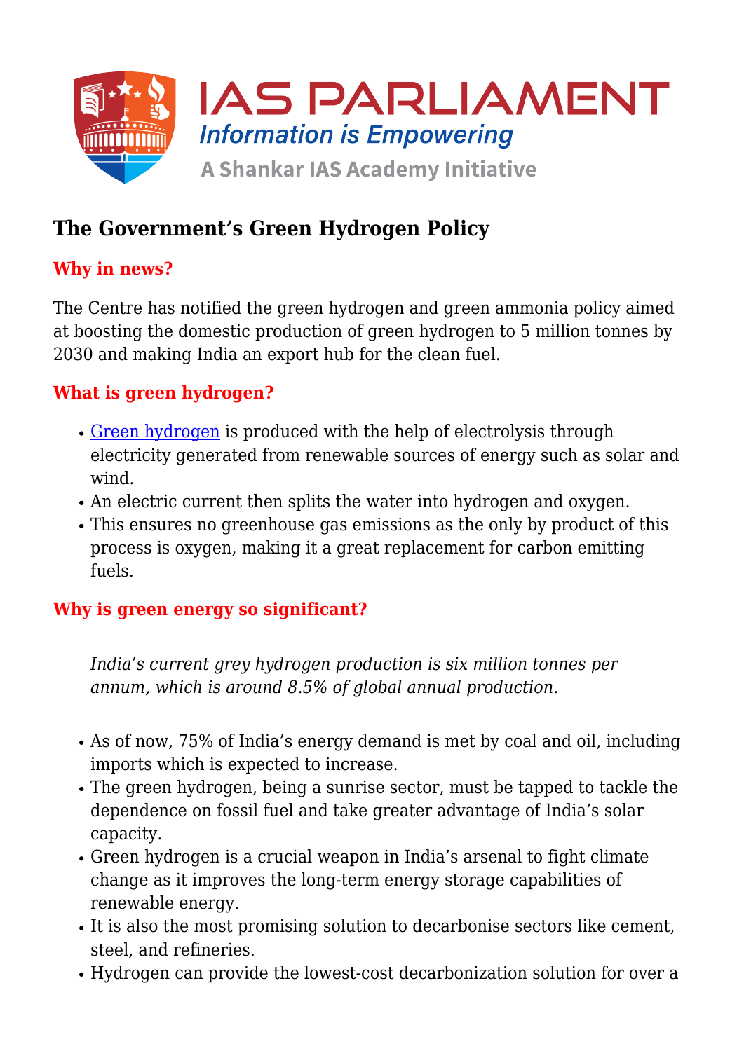# The Government's Green Hydrogen Policy

## Why in news?

The Centre has notified the green hydrogen and green ammonia policy aimed at boosting the domestic production of green hydrogen to 5 million tonnes by 2030 and making India an export hub for the clean fuel.

## What is green hydrogen?

- Green hydrogen is produced with the help of electrolysis through electricity generated from renewable sources of energy such as solar and wind.
- An electric current then splits the water into hydrogen and oxygen.
- This ensures no greenhouse gas emissions as the only by product of this process is oxygen, making it a great replacement for carbon emitting fuels.

## Why is green energy so significant?

> *India's current grey hydrogen production is six million tonnes per annum, which is around 8.5% of global annual production.*

- As of now, 75% of India's energy demand is met by coal and oil, including imports which is expected to increase.
- The green hydrogen, being a sunrise sector, must be tapped to tackle the dependence on fossil fuel and take greater advantage of India's solar capacity.
- Green hydrogen is a crucial weapon in India's arsenal to fight climate change as it improves the long-term energy storage capabilities of renewable energy.
- It is also the most promising solution to decarbonise sectors like cement, steel, and refineries.
- Hydrogen can provide the lowest-cost decarbonization solution for over a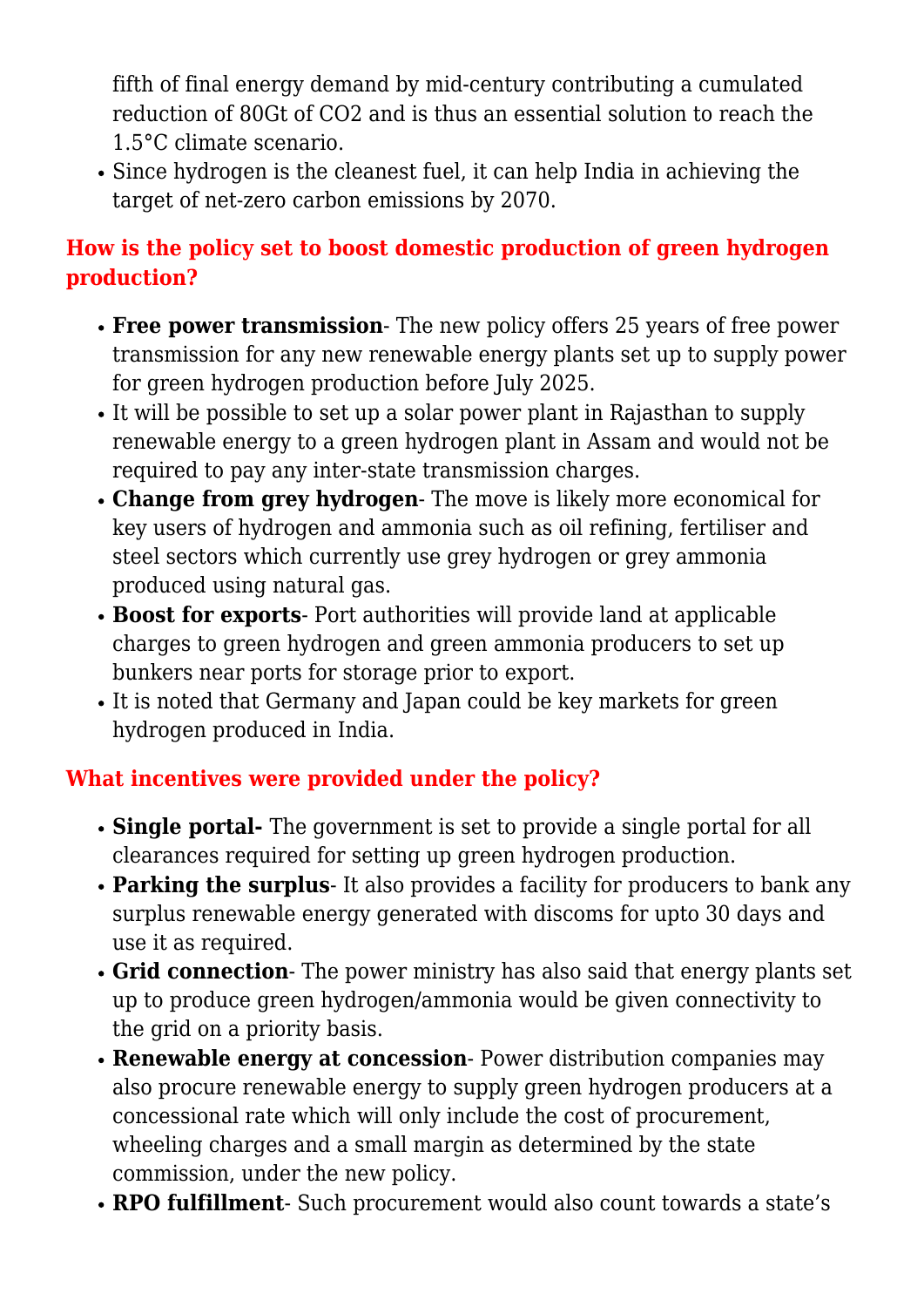fifth of final energy demand by mid-century contributing a cumulated reduction of 80Gt of $CO_2$ and is thus an essential solution to reach the 1.5°C climate scenario.
- Since hydrogen is the cleanest fuel, it can help India in achieving the target of net-zero carbon emissions by 2070.

## How is the policy set to boost domestic production of green hydrogen production?

- **Free power transmission**- The new policy offers 25 years of free power transmission for any new renewable energy plants set up to supply power for green hydrogen production before July 2025.
- It will be possible to set up a solar power plant in Rajasthan to supply renewable energy to a green hydrogen plant in Assam and would not be required to pay any inter-state transmission charges.
- **Change from grey hydrogen**- The move is likely more economical for key users of hydrogen and ammonia such as oil refining, fertiliser and steel sectors which currently use grey hydrogen or grey ammonia produced using natural gas.
- **Boost for exports**- Port authorities will provide land at applicable charges to green hydrogen and green ammonia producers to set up bunkers near ports for storage prior to export.
- It is noted that Germany and Japan could be key markets for green hydrogen produced in India.

## What incentives were provided under the policy?

- **Single portal-** The government is set to provide a single portal for all clearances required for setting up green hydrogen production.
- **Parking the surplus**- It also provides a facility for producers to bank any surplus renewable energy generated with discoms for upto 30 days and use it as required.
- **Grid connection**- The power ministry has also said that energy plants set up to produce green hydrogen/ammonia would be given connectivity to the grid on a priority basis.
- **Renewable energy at concession**- Power distribution companies may also procure renewable energy to supply green hydrogen producers at a concessional rate which will only include the cost of procurement, wheeling charges and a small margin as determined by the state commission, under the new policy.
- **RPO fulfillment**- Such procurement would also count towards a state's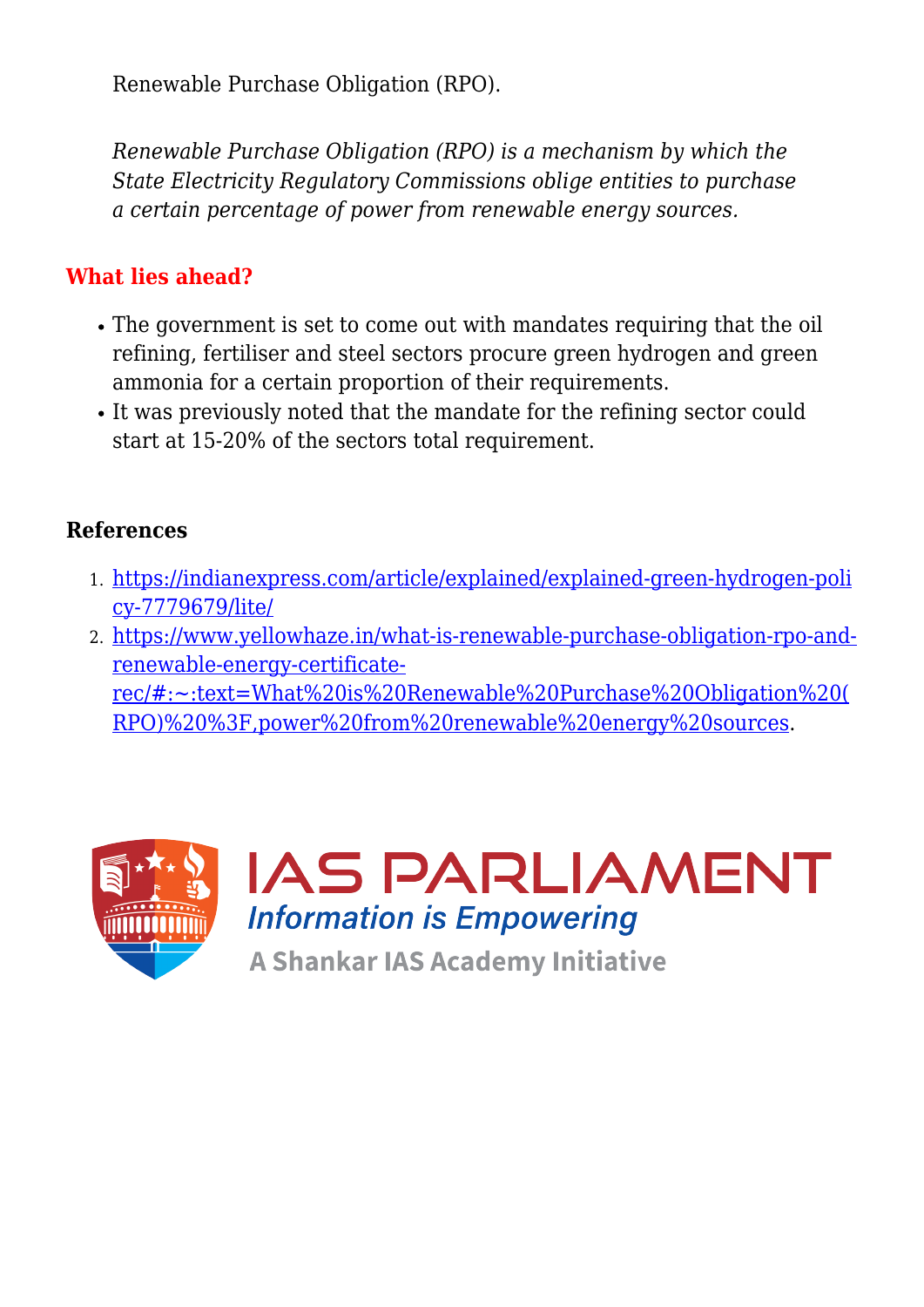Renewable Purchase Obligation (RPO).

*Renewable Purchase Obligation (RPO) is a mechanism by which the State Electricity Regulatory Commissions oblige entities to purchase a certain percentage of power from renewable energy sources.*

## What lies ahead?

- The government is set to come out with mandates requiring that the oil refining, fertiliser and steel sectors procure green hydrogen and green ammonia for a certain proportion of their requirements.
- It was previously noted that the mandate for the refining sector could start at 15-20% of the sectors total requirement.

## References

1. https://indianexpress.com/article/explained/explained-green-hydrogen-policy-7779679/lite/
2. https://www.yellowhaze.in/what-is-renewable-purchase-obligation-rpo-and-renewable-energy-certificate-rec/#:~:text=What%20is%20Renewable%20Purchase%20Obligation%20(RPO)%20%3F,power%20from%20renewable%20energy%20sources.